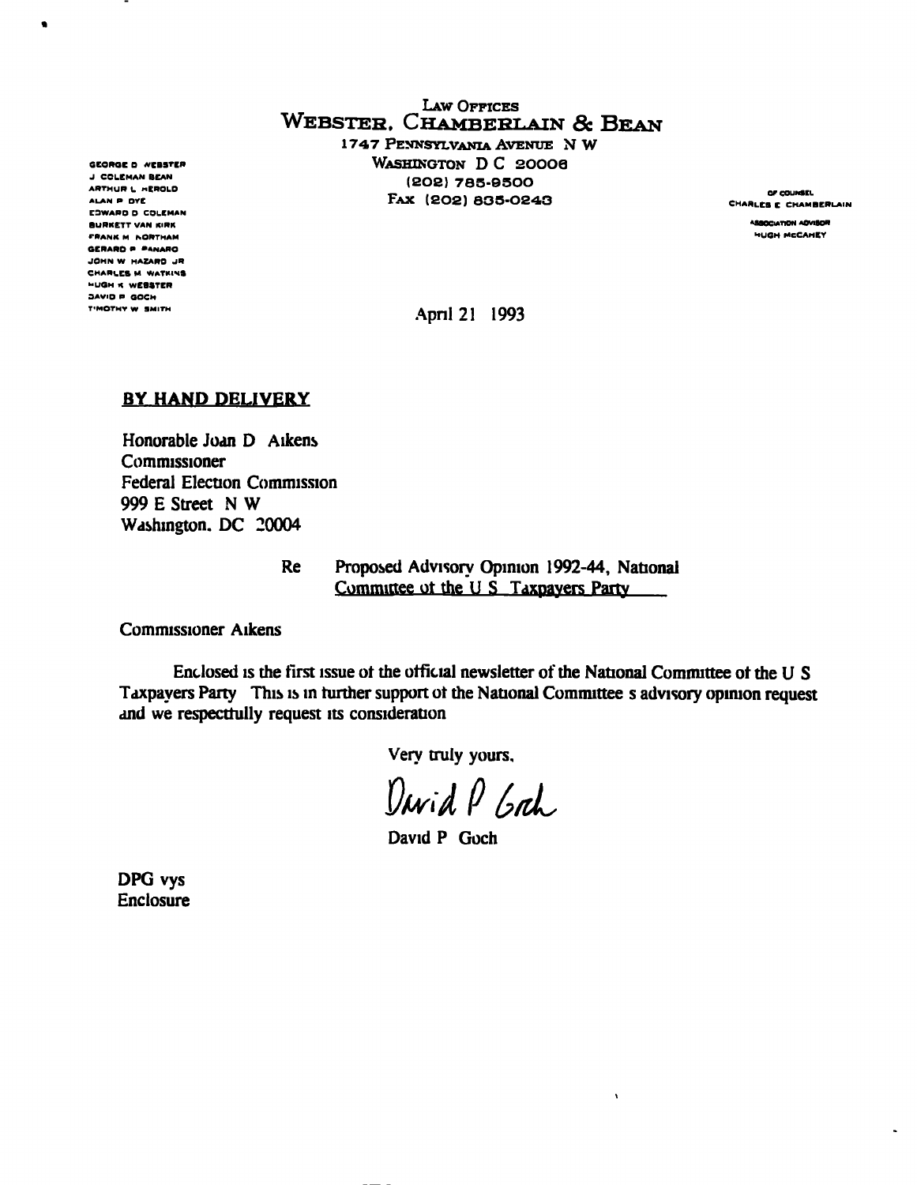LAW OFFICES

WEBSTER, CHAMBERLAIN & BEAN

1747 PENNSYLVANIA AVENUE N W

WASHINGTON D C 20006

(202) 785-9500

FAX (202) 835-0243

GEORGE D WEBSTER
J COLEMAN BEAN
ARTHUR L HEROLD
ALAN P DYE
EDWARD D COLEMAN
BURKETT VAN KIRK
FRANK M NORTHAM
GERARD P PANARO
JOHN W HAZARD JR
CHARLES M WATKINS
HUGH K WEBSTER
DAVID P GOCH
TIMOTHY W SMITH

OF COUNSEL
CHARLES E CHAMBERLAIN

ASSOCIATION ADVISOR
HUGH McCAHEY

April 21 1993

**BY HAND DELIVERY**

Honorable Joan D Aikens
Commissioner
Federal Election Commission
999 E Street N W
Washington, DC 20004

Re Proposed Advisory Opinion 1992-44, National Committee of the U S Taxpayers Party

Commissioner Aikens

Enclosed is the first issue of the official newsletter of the National Committee of the U S Taxpayers Party This is in further support of the National Committee s advisory opinion request and we respectfully request its consideration

Very truly yours,

David P Goch

David P Goch

DPG vys
Enclosure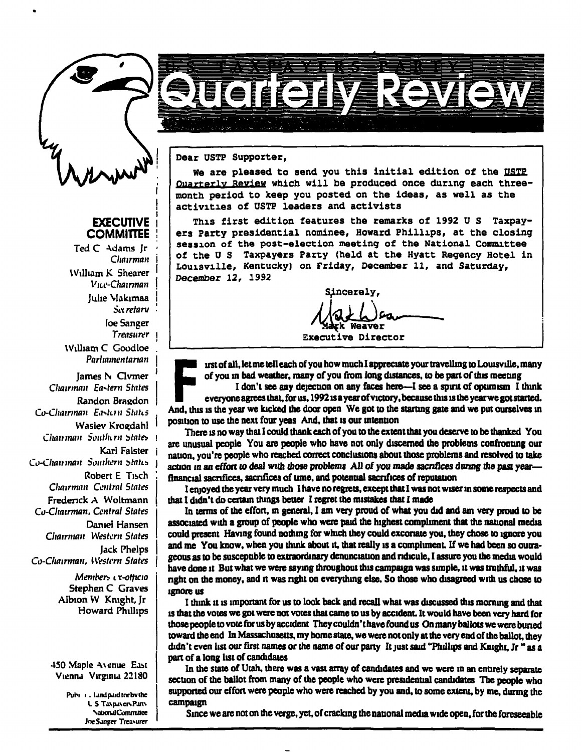# U.S. TAXPAYERS PARTY
# Quarterly Review

**EXECUTIVE COMMITTEE**

Ted C Adams Jr
*Chairman*

William K Shearer
*Vice-Chairman*

Julie Makimaa
*Secretary*

Joe Sanger
*Treasurer*

William C Goodloe
*Parliamentarian*

James N Clymer
*Chairman Eastern States*

Randon Bragdon
*Co-Chairman Eastern States*

Wasley Krogdahl
*Chairman Southern States*

Karl Falster
*Co-Chairman Southern States*

Robert E Tisch
*Chairman Central States*

Frederick A Woltmann
*Co-Chairman, Central States*

Daniel Hansen
*Chairman Western States*

Jack Phelps
*Co-Chairman, Western States*

*Members ex-officio*
Stephen C Graves
Albion W Knight, Jr
Howard Phillips

450 Maple Avenue East
Vienna Virginia 22180

Published and paid for by the U S Taxpayers Party National Committee Joe Sanger Treasurer

---

Dear USTP Supporter,

We are pleased to send you this initial edition of the USTP Quarterly Review which will be produced once during each three-month period to keep you posted on the ideas, as well as the activities of USTP leaders and activists

This first edition features the remarks of 1992 U S Taxpayers Party presidential nominee, Howard Phillips, at the closing session of the post-election meeting of the National Committee of the U S Taxpayers Party (held at the Hyatt Regency Hotel in Louisville, Kentucky) on Friday, December 11, and Saturday, December 12, 1992

Sincerely,

Mark Weaver
Executive Director

---

**F**irst of all, let me tell each of you how much I appreciate your travelling to Louisville, many of you in bad weather, many of you from long distances, to be part of this meeting

I don't see any dejection on any faces here—I see a spirit of optimism I think everyone agrees that, for us, 1992 is a year of victory, because this is the year we got started. And, this is the year we kicked the door open We got to the starting gate and we put ourselves in position to use the next four yeas And, that is our intention

There is no way that I could thank each of you to the extent that you deserve to be thanked You are unusual people You are people who have not only discerned the problems confronting our nation, you're people who reached correct conclusions about those problems and resolved to take action in an effort to deal with those problems All of you made sacrifices during the past year—financial sacrifices, sacrifices of time, and potential sacrifices of reputation

I enjoyed the year very much I have no regrets, except that I was not wiser in some respects and that I didn't do certain things better I regret the mistakes that I made

In terms of the effort, in general, I am very proud of what you did and am very proud to be associated with a group of people who were paid the highest compliment that the national media could present Having found nothing for which they could excoriate you, they chose to ignore you and me You know, when you think about it, that really is a compliment. If we had been so outrageous as to be susceptible to extraordinary denunciation and ridicule, I assure you the media would have done it But what we were saying throughout this campaign was simple, it was truthful, it was right on the money, and it was right on everything else. So those who disagreed with us chose to ignore us

I think it is important for us to look back and recall what was discussed this morning and that is that the votes we got were not votes that came to us by accident. It would have been very hard for those people to vote for us by accident They couldn't have found us On many ballots we were buried toward the end In Massachusetts, my home state, we were not only at the very end of the ballot, they didn't even list our first names or the name of our party It just said "Phillips and Knight, Jr " as a part of a long list of candidates

In the state of Utah, there was a vast array of candidates and we were in an entirely separate section of the ballot from many of the people who were presidential candidates The people who supported our effort were people who were reached by you and, to some extent, by me, during the campaign

Since we are not on the verge, yet, of cracking the national media wide open, for the foreseeable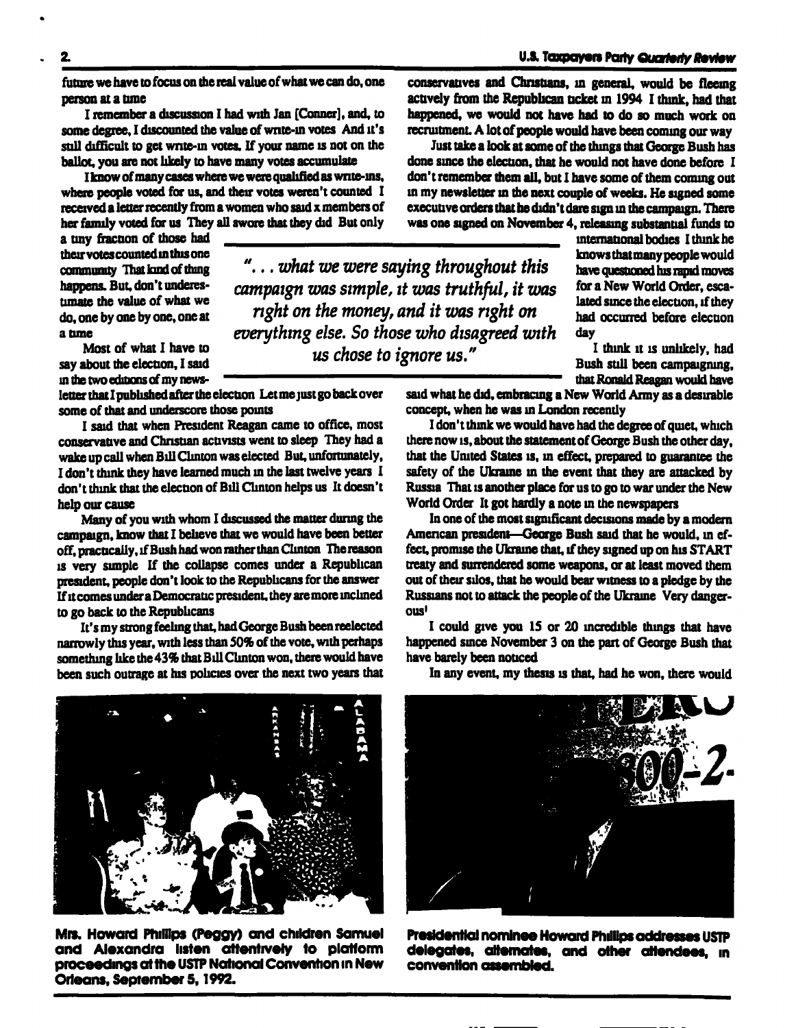future we have to focus on the real value of what we can do, one person at a time

I remember a discussion I had with Jan [Conner], and, to some degree, I discounted the value of write-in votes And it's still difficult to get write-in votes. If your name is not on the ballot, you are not likely to have many votes accumulate

I know of many cases where we were qualified as write-ins, where people voted for us, and their votes weren't counted I received a letter recently from a women who said x members of her family voted for us They all swore that they did But only a tiny fraction of those had their votes counted in this one community That kind of thing happens. But, don't underestimate the value of what we do, one by one by one, one at a time

> *". . . what we were saying throughout this campaign was simple, it was truthful, it was right on the money, and it was right on everything else. So those who disagreed with us chose to ignore us."*

Most of what I have to say about the election, I said in the two editions of my newsletter that I published after the election Let me just go back over some of that and underscore those points

I said that when President Reagan came to office, most conservative and Christian activists went to sleep They had a wake up call when Bill Clinton was elected But, unfortunately, I don't think they have learned much in the last twelve years I don't think that the election of Bill Clinton helps us It doesn't help our cause

Many of you with whom I discussed the matter during the campaign, know that I believe that we would have been better off, practically, if Bush had won rather than Clinton The reason is very simple If the collapse comes under a Republican president, people don't look to the Republicans for the answer If it comes under a Democratic president, they are more inclined to go back to the Republicans

It's my strong feeling that, had George Bush been reelected narrowly this year, with less than 50% of the vote, with perhaps something like the 43% that Bill Clinton won, there would have been such outrage at his policies over the next two years that conservatives and Christians, in general, would be fleeing actively from the Republican ticket in 1994 I think, had that happened, we would not have had to do so much work on recruitment. A lot of people would have been coming our way

Just take a look at some of the things that George Bush has done since the election, that he would not have done before I don't remember them all, but I have some of them coming out in my newsletter in the next couple of weeks. He signed some executive orders that he didn't dare sign in the campaign. There was one signed on November 4, releasing substantial funds to international bodies I think he knows that many people would have questioned his rapid moves for a New World Order, escalated since the election, if they had occurred before election day

I think it is unlikely, had Bush still been campaigning, that Ronald Reagan would have said what he did, embracing a New World Army as a desirable concept, when he was in London recently

I don't think we would have had the degree of quiet, which there now is, about the statement of George Bush the other day, that the United States is, in effect, prepared to guarantee the safety of the Ukraine in the event that they are attacked by Russia That is another place for us to go to war under the New World Order It got hardly a note in the newspapers

In one of the most significant decisions made by a modern American president—George Bush said that he would, in effect, promise the Ukraine that, if they signed up on his START treaty and surrendered some weapons, or at least moved them out of their silos, that he would bear witness to a pledge by the Russians not to attack the people of the Ukraine Very dangerous!

I could give you 15 or 20 incredible things that have happened since November 3 on the part of George Bush that have barely been noticed

In any event, my thesis is that, had he won, there would

**Mrs. Howard Phillips (Peggy) and children Samuel and Alexandra listen attentively to platform proceedings at the USTP National Convention in New Orleans, September 5, 1992.**

**Presidential nominee Howard Phillips addresses USTP delegates, alternates, and other attendees, in convention assembled.**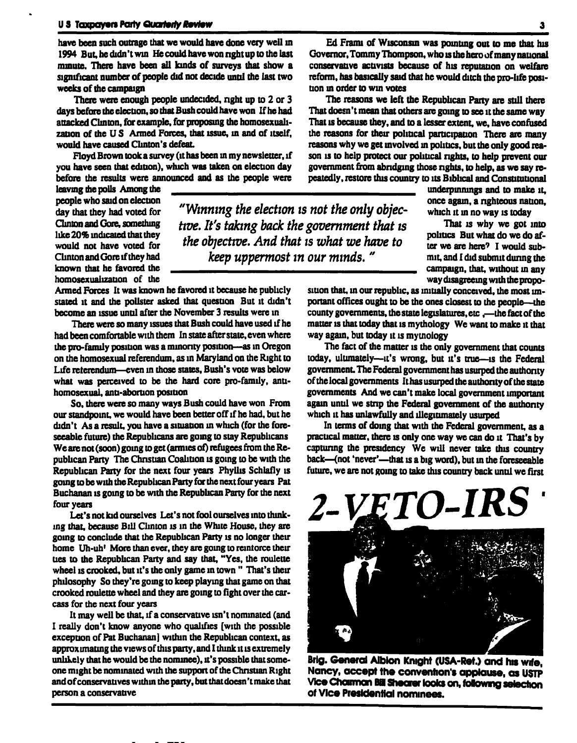have been such outrage that we would have done very well in 1994 But, he didn't win He could have won right up to the last minute. There have been all kinds of surveys that show a significant number of people did not decide until the last two weeks of the campaign

There were enough people undecided, right up to 2 or 3 days before the election, so that Bush could have won If he had attacked Clinton, for example, for proposing the homosexualization of the U S Armed Forces, that issue, in and of itself, would have caused Clinton's defeat.

Floyd Brown took a survey (it has been in my newsletter, if you have seen that edition), which was taken on election day before the results were announced and as the people were leaving the polls Among the people who said on election day that they had voted for Clinton and Gore, something like 20% indicated that they would not have voted for Clinton and Gore if they had known that he favored the homosexualization of the Armed Forces It was known he favored it because he publicly stated it and the pollster asked that question But it didn't become an issue until after the November 3 results were in

There were so many issues that Bush could have used if he had been comfortable with them In state after state, even where the pro-family position was a minority position—as in Oregon on the homosexual referendum, as in Maryland on the Right to Life referendum—even in those states, Bush's vote was below what was perceived to be the hard core pro-family, anti-homosexual, anti-abortion position

So, there were so many ways Bush could have won From our standpoint, we would have been better off if he had, but he didn't As a result, you have a situation in which (for the foreseeable future) the Republicans are going to stay Republicans We are not (soon) going to get (armies of) refugees from the Republican Party The Christian Coalition is going to be with the Republican Party for the next four years Phyllis Schlafly is going to be with the Republican Party for the next four years Pat Buchanan is going to be with the Republican Party for the next four years

Let's not kid ourselves Let's not fool ourselves into thinking that, because Bill Clinton is in the White House, they are going to conclude that the Republican Party is no longer their home Uh-uh! More than ever, they are going to reinforce their ties to the Republican Party and say that, "Yes, the roulette wheel is crooked, but it's the only game in town " That's their philosophy So they're going to keep playing that game on that crooked roulette wheel and they are going to fight over the carcass for the next four years

It may well be that, if a conservative isn't nominated (and I really don't know anyone who qualifies [with the possible exception of Pat Buchanan] within the Republican context, as approximating the views of this party, and I think it is extremely unlikely that he would be the nominee), it's possible that someone might be nominated with the support of the Christian Right and of conservatives within the party, but that doesn't make that person a conservative

Ed Frami of Wisconsin was pointing out to me that his Governor, Tommy Thompson, who is the hero of many national conservative activists because of his reputation on welfare reform, has basically said that he would ditch the pro-life position in order to win votes

The reasons we left the Republican Party are still there That doesn't mean that others are going to see it the same way That is because they, and to a lesser extent, we, have confused the reasons for their political participation There are many reasons why we get involved in politics, but the only good reason is to help protect our political rights, to help prevent our government from abridging those rights, to help, as we say repeatedly, restore this country to its Biblical and Constitutional underpinnings and to make it, once again, a righteous nation, which it in no way is today

> *"Winning the election is not the only objective. It's taking back the government that is the objective. And that is what we have to keep uppermost in our minds."*

That is why we got into politics But what do we do after we are here? I would submit, and I did submit during the campaign, that, without in any way disagreeing with the proposition that, in our republic, as initially conceived, the most important offices ought to be the ones closest to the people—the county governments, the state legislatures, etc ,—the fact of the matter is that today that is mythology We want to make it that way again, but today it is mythology

The fact of the matter is the only government that counts today, ultimately—it's wrong, but it's true—is the Federal government. The Federal government has usurped the authority of the local governments It has usurped the authority of the state governments And we can't make local government important again until we strip the Federal government of the authority which it has unlawfully and illegitimately usurped

In terms of doing that with the Federal government, as a practical matter, there is only one way we can do it That's by capturing the presidency We will never take this country back—(not 'never'—that is a big word), but in the foreseeable future, we are not going to take this country back until we first

**2-VETO-IRS**

**Brig. General Albion Knight (USA-Ret.) and his wife, Nancy, accept the convention's applause, as USTP Vice Chairman Bill Shearer looks on, following selection of Vice Presidential nominees.**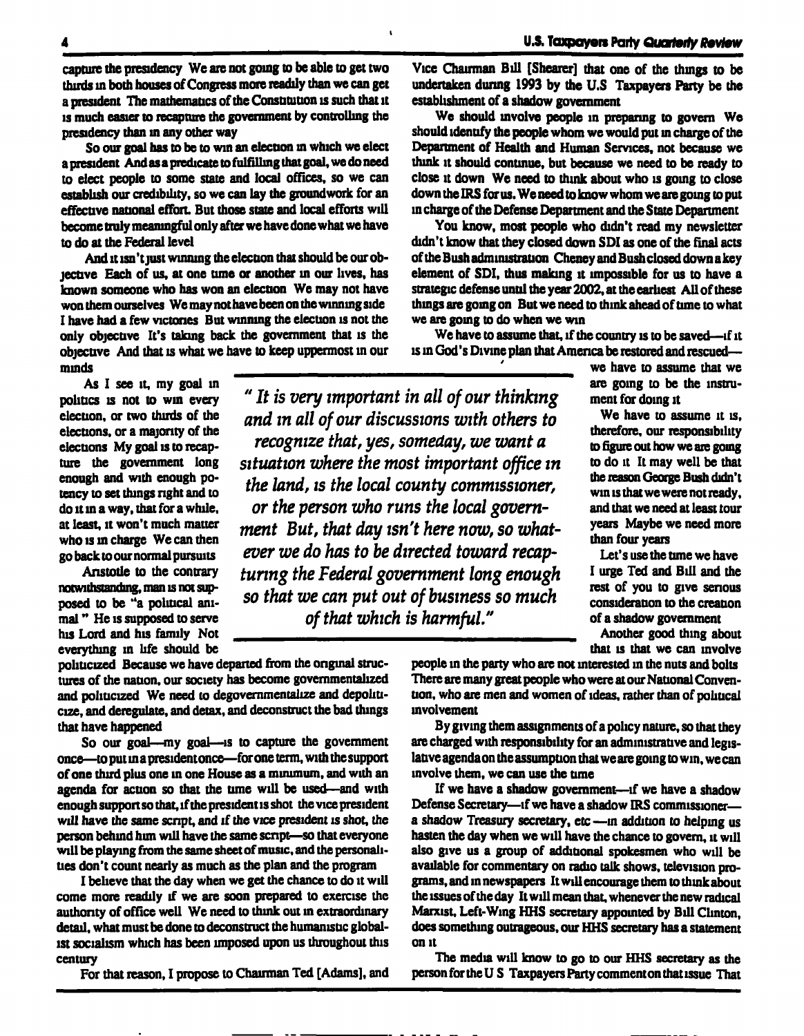capture the presidency We are not going to be able to get two thirds in both houses of Congress more readily than we can get a president The mathematics of the Constitution is such that it is much easier to recapture the government by controlling the presidency than in any other way

So our goal has to be to win an election in which we elect a president And as a predicate to fulfilling that goal, we do need to elect people to some state and local offices, so we can establish our credibility, so we can lay the groundwork for an effective national effort. But those state and local efforts will become truly meaningful only after we have done what we have to do at the Federal level

And it isn't just winning the election that should be our objective Each of us, at one time or another in our lives, has known someone who has won an election We may not have won them ourselves We may not have been on the winning side I have had a few victories But winning the election is not the only objective It's taking back the government that is the objective And that is what we have to keep uppermost in our minds

As I see it, my goal in politics is not to win every election, or two thirds of the elections, or a majority of the elections My goal is to recapture the government long enough and with enough potency to set things right and to do it in a way, that for a while, at least, it won't much matter who is in charge We can then go back to our normal pursuits

Aristotle to the contrary notwithstanding, man is not supposed to be "a political animal" He is supposed to serve his Lord and his family Not everything in life should be politicized Because we have departed from the original structures of the nation, our society has become governmentalized and politicized We need to degovernmentalize and depoliticize, and deregulate, and detax, and deconstruct the bad things that have happened

> *"It is very important in all of our thinking and in all of our discussions with others to recognize that, yes, someday, we want a situation where the most important office in the land, is the local county commissioner, or the person who runs the local government But, that day isn't here now, so whatever we do has to be directed toward recapturing the Federal government long enough so that we can put out of business so much of that which is harmful."*

So our goal—my goal—is to capture the government once—to put in a president once—for one term, with the support of one third plus one in one House as a minimum, and with an agenda for action so that the time will be used—and with enough support so that, if the president is shot the vice president will have the same script, and if the vice president is shot, the person behind him will have the same script—so that everyone will be playing from the same sheet of music, and the personalities don't count nearly as much as the plan and the program

I believe that the day when we get the chance to do it will come more readily if we are soon prepared to exercise the authority of office well We need to think out in extraordinary detail, what must be done to deconstruct the humanistic globalist socialism which has been imposed upon us throughout this century

For that reason, I propose to Chairman Ted [Adams], and Vice Chairman Bill [Shearer] that one of the things to be undertaken during 1993 by the U.S Taxpayers Party be the establishment of a shadow government

We should involve people in preparing to govern We should identify the people whom we would put in charge of the Department of Health and Human Services, not because we think it should continue, but because we need to be ready to close it down We need to think about who is going to close down the IRS for us. We need to know whom we are going to put in charge of the Defense Department and the State Department

You know, most people who didn't read my newsletter didn't know that they closed down SDI as one of the final acts of the Bush administration Cheney and Bush closed down a key element of SDI, thus making it impossible for us to have a strategic defense until the year 2002, at the earliest All of these things are going on But we need to think ahead of time to what we are going to do when we win

We have to assume that, if the country is to be saved—if it is in God's Divine plan that America be restored and rescued—we have to assume that we are going to be the instrument for doing it

We have to assume it is, therefore, our responsibility to figure out how we are going to do it It may well be that the reason George Bush didn't win is that we were not ready, and that we need at least four years Maybe we need more than four years

Let's use the time we have I urge Ted and Bill and the rest of you to give serious consideration to the creation of a shadow government

Another good thing about that is that we can involve people in the party who are not interested in the nuts and bolts There are many great people who were at our National Convention, who are men and women of ideas, rather than of political involvement

By giving them assignments of a policy nature, so that they are charged with responsibility for an administrative and legislative agenda on the assumption that we are going to win, we can involve them, we can use the time

If we have a shadow government—if we have a shadow Defense Secretary—if we have a shadow IRS commissioner—a shadow Treasury secretary, etc —in addition to helping us hasten the day when we will have the chance to govern, it will also give us a group of additional spokesmen who will be available for commentary on radio talk shows, television programs, and in newspapers It will encourage them to think about the issues of the day It will mean that, whenever the new radical Marxist, Left-Wing HHS secretary appointed by Bill Clinton, does something outrageous, our HHS secretary has a statement on it

The media will know to go to our HHS secretary as the person for the U S Taxpayers Party comment on that issue That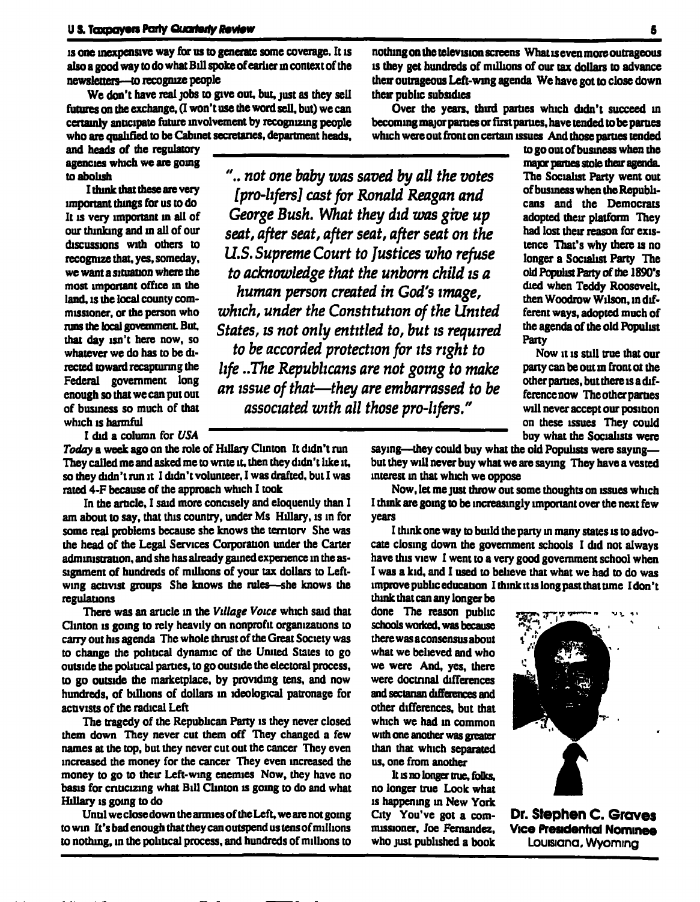is one inexpensive way for us to generate some coverage. It is also a good way to do what Bill spoke of earlier in context of the newsletters—to recognize people

We don't have real jobs to give out, but, just as they sell futures on the exchange, (I won't use the word sell, but) we can certainly anticipate future involvement by recognizing people who are qualified to be Cabinet secretaries, department heads, and heads of the regulatory agencies which we are going to abolish

I think that these are very important things for us to do It is very important in all of our thinking and in all of our discussions with others to recognize that, yes, someday, we want a situation where the most important office in the land, is the local county commissioner, or the person who runs the local government. But, that day isn't here now, so whatever we do has to be directed toward recapturing the Federal government long enough so that we can put out of business so much of that which is harmful

> *".. not one baby was saved by all the votes [pro-lifers] cast for Ronald Reagan and George Bush. What they did was give up seat, after seat, after seat, after seat on the U.S. Supreme Court to Justices who refuse to acknowledge that the unborn child is a human person created in God's image, which, under the Constitution of the United States, is not only entitled to, but is required to be accorded protection for its right to life ..The Republicans are not going to make an issue of that—they are embarrassed to be associated with all those pro-lifers."*

I did a column for *USA Today* a week ago on the role of Hillary Clinton It didn't run They called me and asked me to write it, then they didn't like it, so they didn't run it I didn't volunteer, I was drafted, but I was rated 4-F because of the approach which I took

In the article, I said more concisely and eloquently than I am about to say, that this country, under Ms Hillary, is in for some real problems because she knows the territory She was the head of the Legal Services Corporation under the Carter administration, and she has already gained experience in the assignment of hundreds of millions of your tax dollars to Left-wing activist groups She knows the rules—she knows the regulations

There was an article in the *Village Voice* which said that Clinton is going to rely heavily on nonprofit organizations to carry out his agenda The whole thrust of the Great Society was to change the political dynamic of the United States to go outside the political parties, to go outside the electoral process, to go outside the marketplace, by providing tens, and now hundreds, of billions of dollars in ideological patronage for activists of the radical Left

The tragedy of the Republican Party is they never closed them down They never cut them off They changed a few names at the top, but they never cut out the cancer They even increased the money for the cancer They even increased the money to go to their Left-wing enemies Now, they have no basis for criticizing what Bill Clinton is going to do and what Hillary is going to do

Until we close down the armies of the Left, we are not going to win It's bad enough that they can outspend us tens of millions to nothing, in the political process, and hundreds of millions to nothing on the television screens What is even more outrageous is they get hundreds of millions of our tax dollars to advance their outrageous Left-wing agenda We have got to close down their public subsidies

Over the years, third parties which didn't succeed in becoming major parties or first parties, have tended to be parties which were out front on certain issues And those parties tended to go out of business when the major parties stole their agenda. The Socialist Party went out of business when the Republicans and the Democrats adopted their platform They had lost their reason for existence That's why there is no longer a Socialist Party The old Populist Party of the 1890's died when Teddy Roosevelt, then Woodrow Wilson, in different ways, adopted much of the agenda of the old Populist Party

Now it is still true that our party can be out in front of the other parties, but there is a difference now The other parties will never accept our position on these issues They could buy what the Socialists were saying—they could buy what the old Populists were saying—but they will never buy what we are saying They have a vested interest in that which we oppose

Now, let me just throw out some thoughts on issues which I think are going to be increasingly important over the next few years

I think one way to build the party in many states is to advocate closing down the government schools I did not always have this view I went to a very good government school when I was a kid, and I used to believe that what we had to do was improve public education I think it is long past that time I don't think that can any longer be done The reason public schools worked, was because there was a consensus about what we believed and who we were And, yes, there were doctrinal differences and sectarian differences and other differences, but that which we had in common with one another was greater than that which separated us, one from another

It is no longer true, folks, no longer true Look what is happening in New York City You've got a commissioner, Joe Fernandez, who just published a book

**Dr. Stephen C. Graves**
**Vice Presidential Nominee**
Louisiana, Wyoming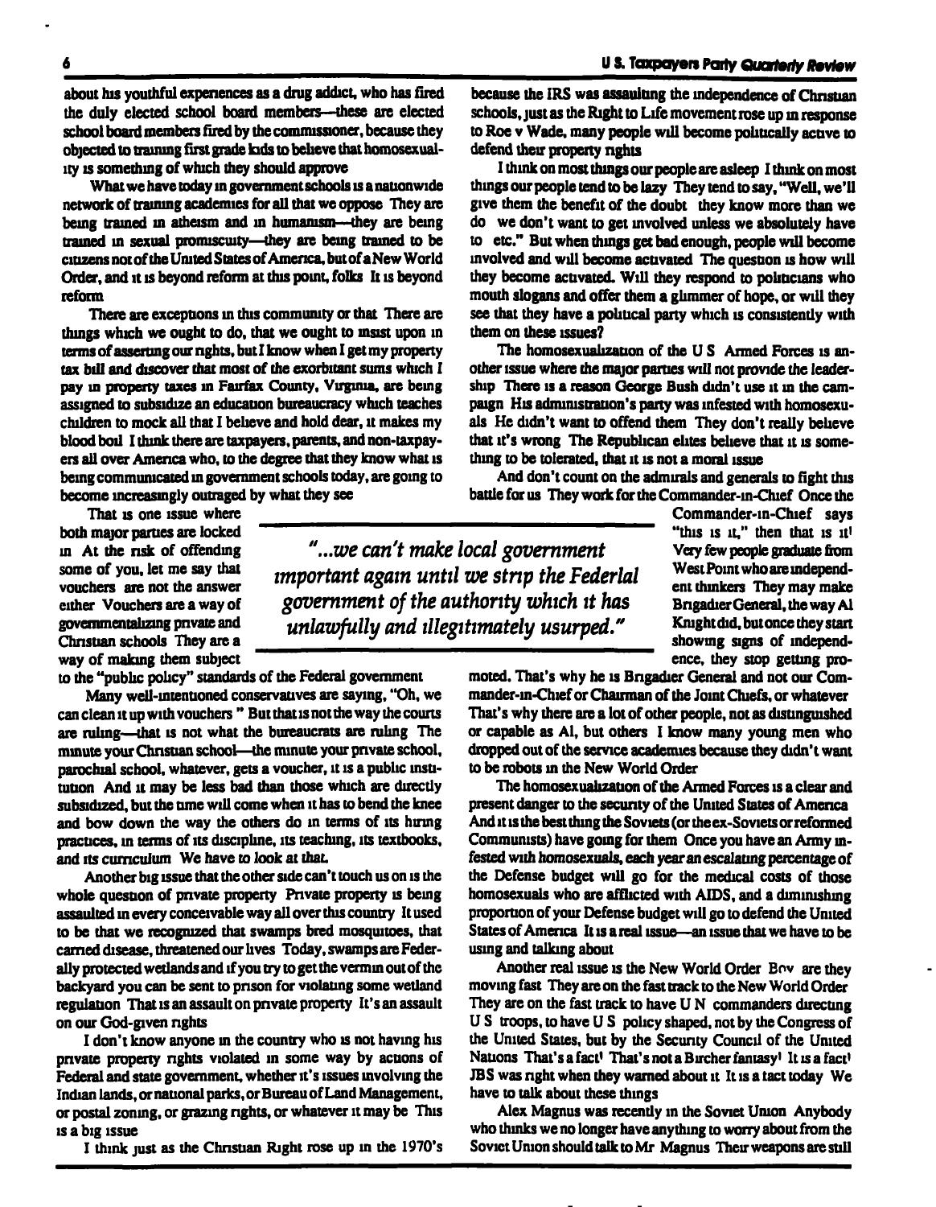about his youthful experiences as a drug addict, who has fired the duly elected school board members—these are elected school board members fired by the commissioner, because they objected to training first grade kids to believe that homosexuality is something of which they should approve

What we have today in government schools is a nationwide network of training academies for all that we oppose They are being trained in atheism and in humanism—they are being trained in sexual promiscuity—they are being trained to be citizens not of the United States of America, but of a New World Order, and it is beyond reform at this point, folks It is beyond reform

There are exceptions in this community or that There are things which we ought to do, that we ought to insist upon in terms of asserting our rights, but I know when I get my property tax bill and discover that most of the exorbitant sums which I pay in property taxes in Fairfax County, Virginia, are being assigned to subsidize an education bureaucracy which teaches children to mock all that I believe and hold dear, it makes my blood boil I think there are taxpayers, parents, and non-taxpayers all over America who, to the degree that they know what is being communicated in government schools today, are going to become increasingly outraged by what they see

That is one issue where both major parties are locked in At the risk of offending some of you, let me say that vouchers are not the answer either Vouchers are a way of governmentalizing private and Christian schools They are a way of making them subject to the "public policy" standards of the Federal government

> *"...we can't make local government important again until we strip the Federlal government of the authority which it has unlawfully and illegitimately usurped."*

Many well-intentioned conservatives are saying, "Oh, we can clean it up with vouchers " But that is not the way the courts are ruling—that is not what the bureaucrats are ruling The minute your Christian school—the minute your private school, parochial school, whatever, gets a voucher, it is a public institution And it may be less bad than those which are directly subsidized, but the time will come when it has to bend the knee and bow down the way the others do in terms of its hiring practices, in terms of its discipline, its teaching, its textbooks, and its curriculum We have to look at that.

Another big issue that the other side can't touch us on is the whole question of private property Private property is being assaulted in every conceivable way all over this country It used to be that we recognized that swamps bred mosquitoes, that carried disease, threatened our lives Today, swamps are Federally protected wetlands and if you try to get the vermin out of the backyard you can be sent to prison for violating some wetland regulation That is an assault on private property It's an assault on our God-given rights

I don't know anyone in the country who is not having his private property rights violated in some way by actions of Federal and state government, whether it's issues involving the Indian lands, or national parks, or Bureau of Land Management, or postal zoning, or grazing rights, or whatever it may be This is a big issue

I think just as the Christian Right rose up in the 1970's because the IRS was assaulting the independence of Christian schools, just as the Right to Life movement rose up in response to Roe v Wade, many people will become politically active to defend their property rights

I think on most things our people are asleep I think on most things our people tend to be lazy They tend to say, "Well, we'll give them the benefit of the doubt they know more than we do we don't want to get involved unless we absolutely have to etc." But when things get bad enough, people will become involved and will become activated The question is how will they become activated. Will they respond to politicians who mouth slogans and offer them a glimmer of hope, or will they see that they have a political party which is consistently with them on these issues?

The homosexualization of the U S Armed Forces is another issue where the major parties will not provide the leadership There is a reason George Bush didn't use it in the campaign His administration's party was infested with homosexuals He didn't want to offend them They don't really believe that it's wrong The Republican elites believe that it is something to be tolerated, that it is not a moral issue

And don't count on the admirals and generals to fight this battle for us They work for the Commander-in-Chief Once the Commander-in-Chief says "this is it," then that is it! Very few people graduate from West Point who are independent thinkers They may make Brigadier General, the way Al Knight did, but once they start showing signs of independence, they stop getting promoted. That's why he is Brigadier General and not our Commander-in-Chief or Chairman of the Joint Chiefs, or whatever That's why there are a lot of other people, not as distinguished or capable as Al, but others I know many young men who dropped out of the service academies because they didn't want to be robots in the New World Order

The homosexualization of the Armed Forces is a clear and present danger to the security of the United States of America And it is the best thing the Soviets (or the ex-Soviets or reformed Communists) have going for them Once you have an Army infested with homosexuals, each year an escalating percentage of the Defense budget will go for the medical costs of those homosexuals who are afflicted with AIDS, and a diminishing proportion of your Defense budget will go to defend the United States of America It is a real issue—an issue that we have to be using and talking about

Another real issue is the New World Order Boy are they moving fast They are on the fast track to the New World Order They are on the fast track to have U N commanders directing U S troops, to have U S policy shaped, not by the Congress of the United States, but by the Security Council of the United Nations That's a fact! That's not a Bircher fantasy! It is a fact! JBS was right when they warned about it It is a fact today We have to talk about these things

Alex Magnus was recently in the Soviet Union Anybody who thinks we no longer have anything to worry about from the Soviet Union should talk to Mr Magnus Their weapons are still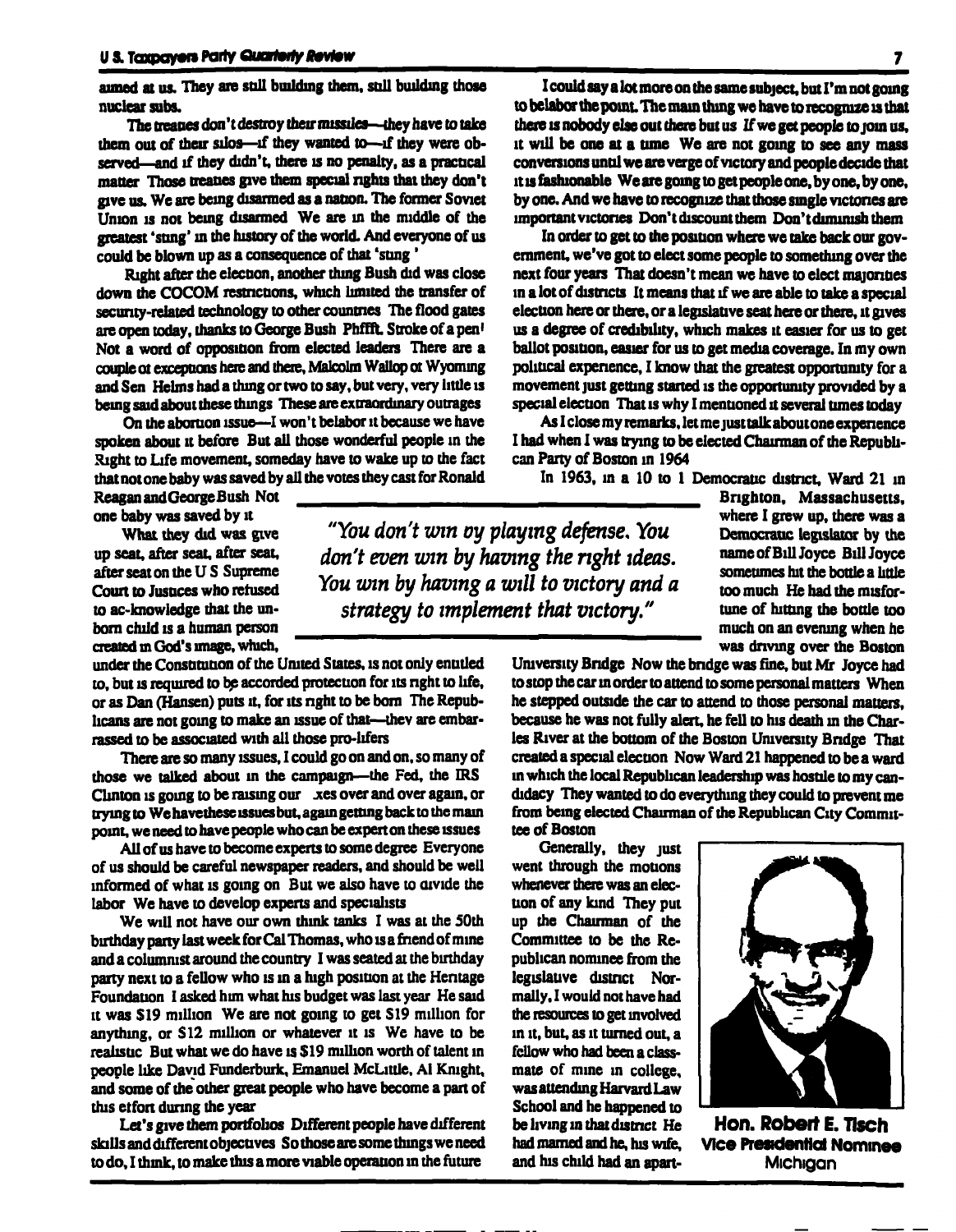aimed at us. They are still building them, still building those nuclear subs.

The treaties don't destroy their missiles—they have to take them out of their silos—if they wanted to—if they were observed—and if they didn't, there is no penalty, as a practical matter. Those treaties give them special rights that they don't give us. We are being disarmed as a nation. The former Soviet Union is not being disarmed. We are in the middle of the greatest 'sting' in the history of the world. And everyone of us could be blown up as a consequence of that 'sting.'

Right after the election, another thing Bush did was close down the COCOM restrictions, which limited the transfer of security-related technology to other countries. The flood gates are open today, thanks to George Bush. Phffft. Stroke of a pen! Not a word of opposition from elected leaders. There are a couple of exceptions here and there, Malcolm Wallop of Wyoming and Sen. Helms had a thing or two to say, but very, very little is being said about these things. These are extraordinary outrages.

On the abortion issue—I won't belabor it because we have spoken about it before. But all those wonderful people in the Right to Life movement, someday have to wake up to the fact that not one baby was saved by all the votes they cast for Ronald Reagan and George Bush. Not one baby was saved by it.

What they did was give up seat, after seat, after seat, after seat on the U.S. Supreme Court to Justices who refused to ac-knowledge that the unborn child is a human person created in God's image, which, under the Constitution of the United States, is not only entitled to, but is required to be accorded protection for its right to life, or as Dan (Hansen) puts it, for its right to be born. The Republicans are not going to make an issue of that—they are embarrassed to be associated with all those pro-lifers.

There are so many issues, I could go on and on, so many of those we talked about in the campaign—the Fed, the IRS. Clinton is going to be raising our taxes over and over again, or trying to. We have these issues but, again getting back to the main point, we need to have people who can be expert on these issues.

All of us have to become experts to some degree. Everyone of us should be careful newspaper readers, and should be well informed of what is going on. But we also have to divide the labor. We have to develop experts and specialists.

We will not have our own think tanks. I was at the 50th birthday party last week for Cal Thomas, who is a friend of mine and a columnist around the country. I was seated at the birthday party next to a fellow who is in a high position at the Heritage Foundation. I asked him what his budget was last year. He said it was $19 million. We are not going to get $19 million for anything, or $12 million or whatever it is. We have to be realistic. But what we do have is $19 million worth of talent in people like David Funderburk, Emanuel McLittle, Al Knight, and some of the other great people who have become a part of this effort during the year.

Let's give them portfolios. Different people have different skills and different objectives. So those are some things we need to do, I think, to make this a more viable operation in the future.

> *"You don't win by playing defense. You don't even win by having the right ideas. You win by having a will to victory and a strategy to implement that victory."*

I could say a lot more on the same subject, but I'm not going to belabor the point. The main thing we have to recognize is that there is nobody else out there but us. If we get people to join us, it will be one at a time. We are not going to see any mass conversions until we are verge of victory and people decide that it is fashionable. We are going to get people one, by one, by one, by one. And we have to recognize that those single victories are important victories. Don't discount them. Don't diminish them.

In order to get to the position where we take back our government, we've got to elect some people to something over the next four years. That doesn't mean we have to elect majorities in a lot of districts. It means that if we are able to take a special election here or there, or a legislative seat here or there, it gives us a degree of credibility, which makes it easier for us to get ballot position, easier for us to get media coverage. In my own political experience, I know that the greatest opportunity for a movement just getting started is the opportunity provided by a special election. That is why I mentioned it several times today.

As I close my remarks, let me just talk about one experience I had when I was trying to be elected Chairman of the Republican Party of Boston in 1964.

In 1963, in a 10 to 1 Democratic district, Ward 21 in Brighton, Massachusetts, where I grew up, there was a Democratic legislator by the name of Bill Joyce. Bill Joyce sometimes hit the bottle a little too much. He had the misfortune of hitting the bottle too much on an evening when he was driving over the Boston University Bridge. Now the bridge was fine, but Mr. Joyce had to stop the car in order to attend to some personal matters. When he stepped outside the car to attend to those personal matters, because he was not fully alert, he fell to his death in the Charles River at the bottom of the Boston University Bridge. That created a special election. Now Ward 21 happened to be a ward in which the local Republican leadership was hostile to my candidacy. They wanted to do everything they could to prevent me from being elected Chairman of the Republican City Committee of Boston.

Generally, they just went through the motions whenever there was an election of any kind. They put up the Chairman of the Committee to be the Republican nominee from the legislative district. Normally, I would not have had the resources to get involved in it, but, as it turned out, a fellow who had been a classmate of mine in college, was attending Harvard Law School and he happened to be living in that district. He had married and he, his wife, and his child had an apart-

**Hon. Robert E. Tisch**
**Vice Presidential Nominee**
Michigan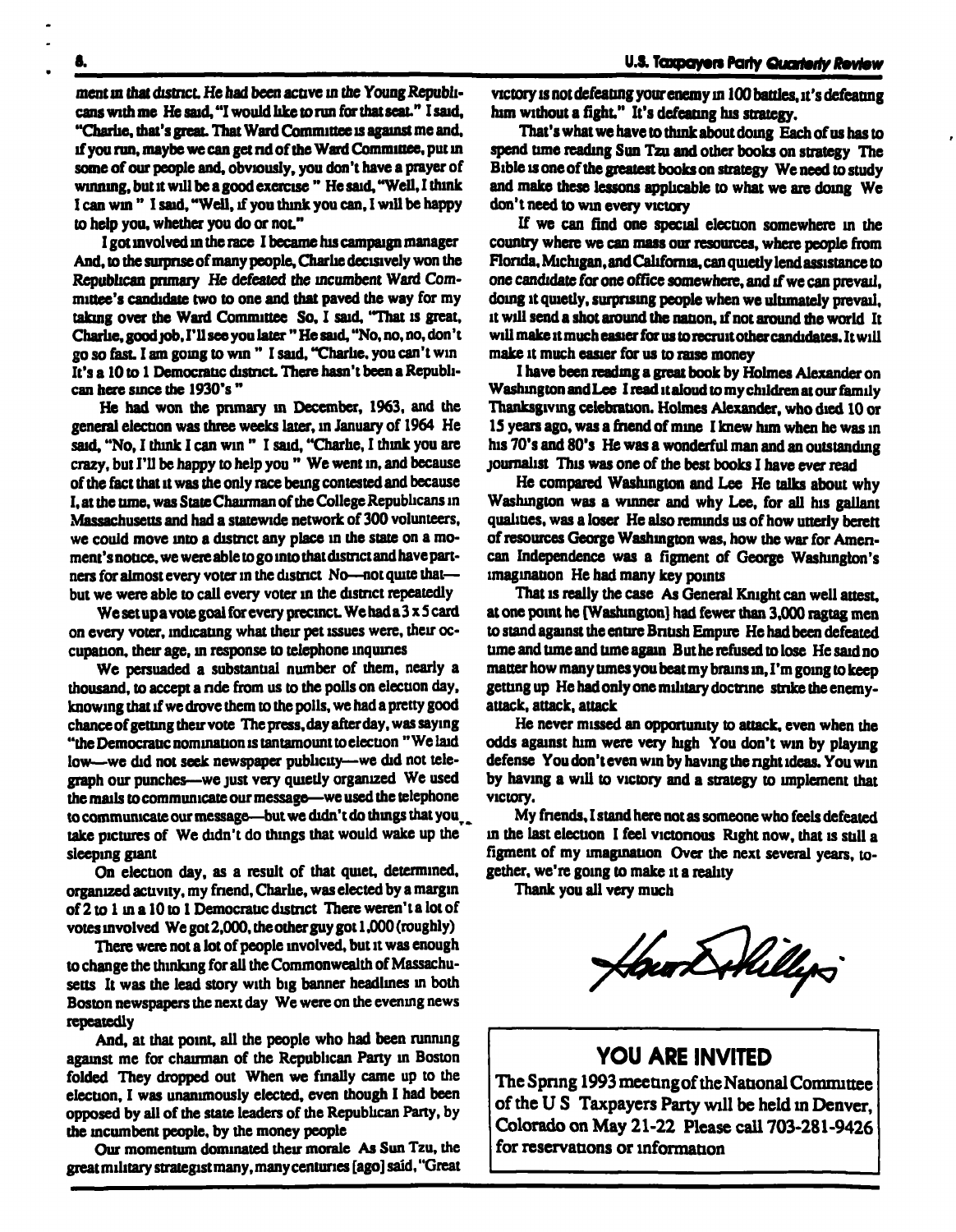ment in that district. He had been active in the Young Republicans with me He said, "I would like to run for that seat." I said, "Charlie, that's great. That Ward Committee is against me and, if you run, maybe we can get rid of the Ward Committee, put in some of our people and, obviously, you don't have a prayer of winning, but it will be a good exercise " He said, "Well, I think I can win " I said, "Well, if you think you can, I will be happy to help you, whether you do or not."

I got involved in the race I became his campaign manager And, to the surprise of many people, Charlie decisively won the Republican primary *He defeated the incumbent Ward Committee's* candidate two to one and that paved the way for my taking over the Ward Committee So, I said, "That is great, Charlie, good job, I'll see you later " He said, "No, no, no, don't go so fast. I am going to win " I said, "Charlie, you can't win It's a 10 to 1 Democratic district. There hasn't been a Republican here since the 1930's "

He had won the primary in December, 1963, and the general election was three weeks later, in January of 1964 He said, "No, I think I can win " I said, "Charlie, I think you are crazy, but I'll be happy to help you " We went in, and because of the fact that it was the only race being contested and because I, at the time, was State Chairman of the College Republicans in Massachusetts and had a statewide network of 300 volunteers, we could move into a district any place in the state on a moment's notice, we were able to go into that district and have partners for almost every voter in the district No—not quite that—but we were able to call every voter in the district repeatedly

We set up a vote goal for every precinct. We had a 3 x 5 card on every voter, indicating what their pet issues were, their occupation, their age, in response to telephone inquiries

We persuaded a substantial number of them, nearly a thousand, to accept a ride from us to the polls on election day, knowing that if we drove them to the polls, we had a pretty good chance of getting their vote The press, day after day, was saying "the Democratic nomination is tantamount to election " We laid low—we did not seek newspaper publicity—we did not telegraph our punches—we just very quietly organized We used the mails to communicate our message—we used the telephone to communicate our message—but we didn't do things that you take pictures of We didn't do things that would wake up the sleeping giant

On election day, as a result of that quiet, determined, organized activity, my friend, Charlie, was elected by a margin of 2 to 1 in a 10 to 1 Democratic district There weren't a lot of votes involved We got 2,000, the other guy got 1,000 (roughly)

There were not a lot of people involved, but it was enough to change the thinking for all the Commonwealth of Massachusetts It was the lead story with big banner headlines in both Boston newspapers the next day We were on the evening news repeatedly

And, at that point, all the people who had been running against me for chairman of the Republican Party in Boston folded They dropped out When we finally came up to the election, I was unanimously elected, even though I had been opposed by all of the state leaders of the Republican Party, by the incumbent people, by the money people

Our momentum dominated their morale As Sun Tzu, the great military strategist many, many centuries [ago] said, "Great victory is not defeating your enemy in 100 battles, it's defeating him without a fight." It's defeating his strategy.

That's what we have to think about doing Each of us has to spend time reading Sun Tzu and other books on strategy The Bible is one of the greatest books on strategy We need to study and make these lessons applicable to what we are doing We don't need to win every victory

If we can find one special election somewhere in the country where we can mass our resources, where people from Florida, Michigan, and California, can quietly lend assistance to one candidate for one office somewhere, and if we can prevail, doing it quietly, surprising people when we ultimately prevail, it will send a shot around the nation, if not around the world It will make it much easier for us to recruit other candidates. It will make it much easier for us to raise money

I have been reading a great book by Holmes Alexander on Washington and Lee I read it aloud to my children at our family Thanksgiving celebration. Holmes Alexander, who died 10 or 15 years ago, was a friend of mine I knew him when he was in his 70's and 80's He was a wonderful man and an outstanding journalist This was one of the best books I have ever read

He compared Washington and Lee He talks about why Washington was a winner and why Lee, for all his gallant qualities, was a loser He also reminds us of how utterly bereft of resources George Washington was, how the war for American Independence was a figment of George Washington's imagination He had many key points

That is really the case As General Knight can well attest, at one point he [Washington] had fewer than 3,000 ragtag men to stand against the entire British Empire He had been defeated time and time again But he refused to lose He said no matter how many times you beat my brains in, I'm going to keep getting up He had only one military doctrine strike the enemy-attack, attack, attack

He never missed an opportunity to attack, even when the odds against him were very high You don't win by playing defense You don't even win by having the right ideas. You win by having a will to victory and a strategy to implement that victory.

My friends, I stand here not as someone who feels defeated in the last election I feel victorious Right now, that is still a figment of my imagination Over the next several years, together, we're going to make it a reality

Thank you all very much

Howard Phillips

## YOU ARE INVITED

The Spring 1993 meeting of the National Committee of the U S Taxpayers Party will be held in Denver, Colorado on May 21-22 Please call 703-281-9426 for reservations or information